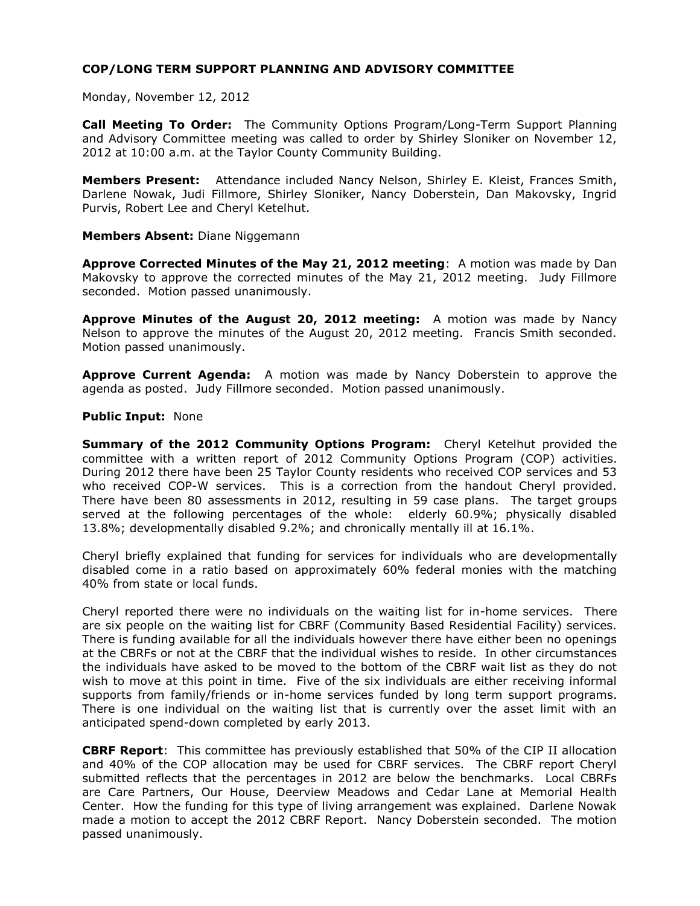**COP/LONG TERM SUPPORT PLANNING AND ADVISORY COMMITTEE**

Monday, November 12, 2012

**Call Meeting To Order:** The Community Options Program/Long-Term Support Planning and Advisory Committee meeting was called to order by Shirley Sloniker on November 12, 2012 at 10:00 a.m. at the Taylor County Community Building.

**Members Present:** Attendance included Nancy Nelson, Shirley E. Kleist, Frances Smith, Darlene Nowak, Judi Fillmore, Shirley Sloniker, Nancy Doberstein, Dan Makovsky, Ingrid Purvis, Robert Lee and Cheryl Ketelhut.

**Members Absent:** Diane Niggemann

**Approve Corrected Minutes of the May 21, 2012 meeting**: A motion was made by Dan Makovsky to approve the corrected minutes of the May 21, 2012 meeting. Judy Fillmore seconded. Motion passed unanimously.

**Approve Minutes of the August 20, 2012 meeting:** A motion was made by Nancy Nelson to approve the minutes of the August 20, 2012 meeting. Francis Smith seconded. Motion passed unanimously.

**Approve Current Agenda:** A motion was made by Nancy Doberstein to approve the agenda as posted. Judy Fillmore seconded. Motion passed unanimously.

**Public Input:** None

**Summary of the 2012 Community Options Program:** Cheryl Ketelhut provided the committee with a written report of 2012 Community Options Program (COP) activities. During 2012 there have been 25 Taylor County residents who received COP services and 53 who received COP-W services. This is a correction from the handout Cheryl provided. There have been 80 assessments in 2012, resulting in 59 case plans. The target groups served at the following percentages of the whole: elderly 60.9%; physically disabled 13.8%; developmentally disabled 9.2%; and chronically mentally ill at 16.1%.

Cheryl briefly explained that funding for services for individuals who are developmentally disabled come in a ratio based on approximately 60% federal monies with the matching 40% from state or local funds.

Cheryl reported there were no individuals on the waiting list for in-home services. There are six people on the waiting list for CBRF (Community Based Residential Facility) services. There is funding available for all the individuals however there have either been no openings at the CBRFs or not at the CBRF that the individual wishes to reside. In other circumstances the individuals have asked to be moved to the bottom of the CBRF wait list as they do not wish to move at this point in time. Five of the six individuals are either receiving informal supports from family/friends or in-home services funded by long term support programs. There is one individual on the waiting list that is currently over the asset limit with an anticipated spend-down completed by early 2013.

**CBRF Report**: This committee has previously established that 50% of the CIP II allocation and 40% of the COP allocation may be used for CBRF services. The CBRF report Cheryl submitted reflects that the percentages in 2012 are below the benchmarks. Local CBRFs are Care Partners, Our House, Deerview Meadows and Cedar Lane at Memorial Health Center. How the funding for this type of living arrangement was explained. Darlene Nowak made a motion to accept the 2012 CBRF Report. Nancy Doberstein seconded. The motion passed unanimously.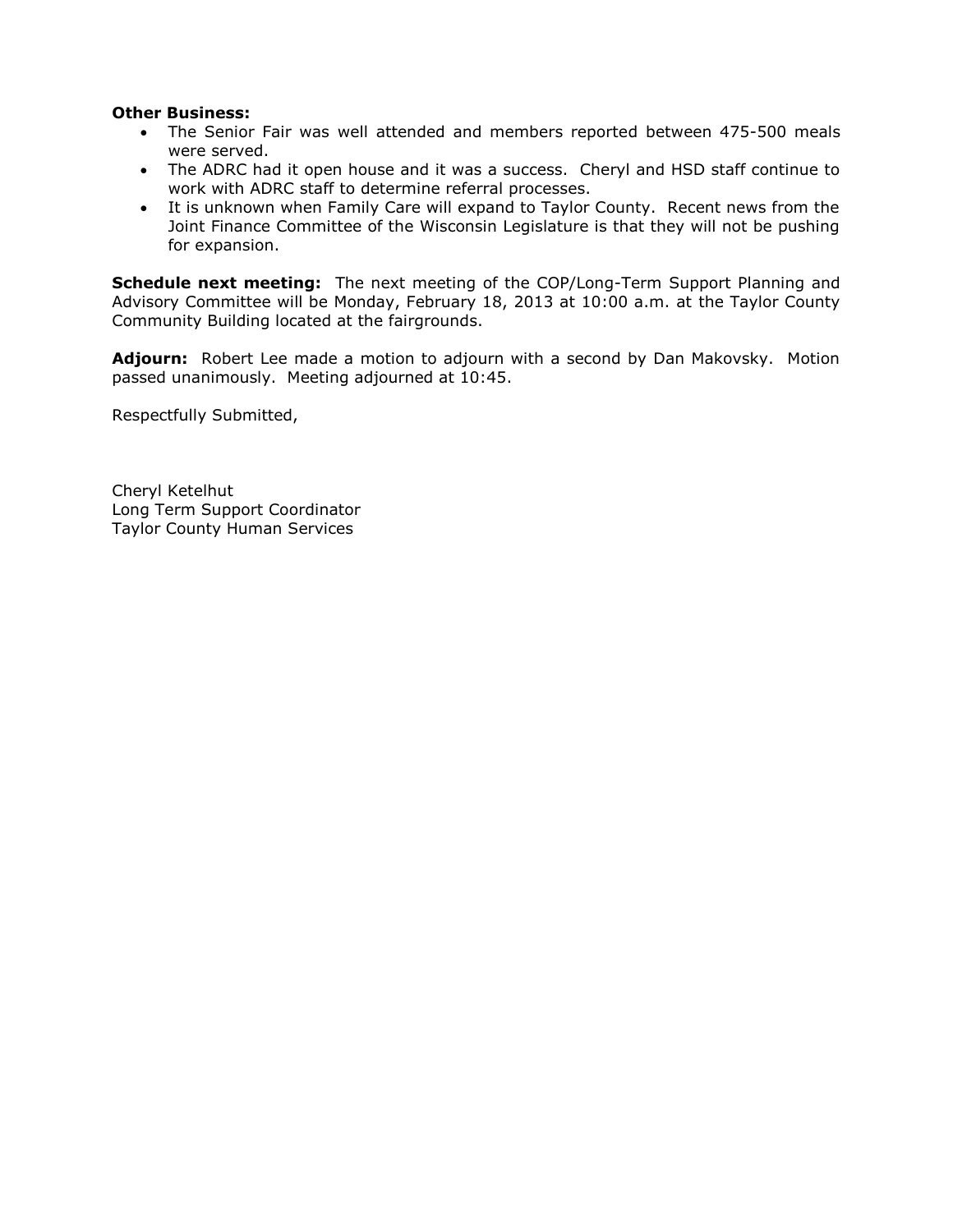**Other Business:**

- The Senior Fair was well attended and members reported between 475-500 meals were served.
- The ADRC had it open house and it was a success. Cheryl and HSD staff continue to work with ADRC staff to determine referral processes.
- It is unknown when Family Care will expand to Taylor County. Recent news from the Joint Finance Committee of the Wisconsin Legislature is that they will not be pushing for expansion.

**Schedule next meeting:** The next meeting of the COP/Long-Term Support Planning and Advisory Committee will be Monday, February 18, 2013 at 10:00 a.m. at the Taylor County Community Building located at the fairgrounds.

**Adjourn:** Robert Lee made a motion to adjourn with a second by Dan Makovsky. Motion passed unanimously. Meeting adjourned at 10:45.

Respectfully Submitted,

Cheryl Ketelhut
Long Term Support Coordinator
Taylor County Human Services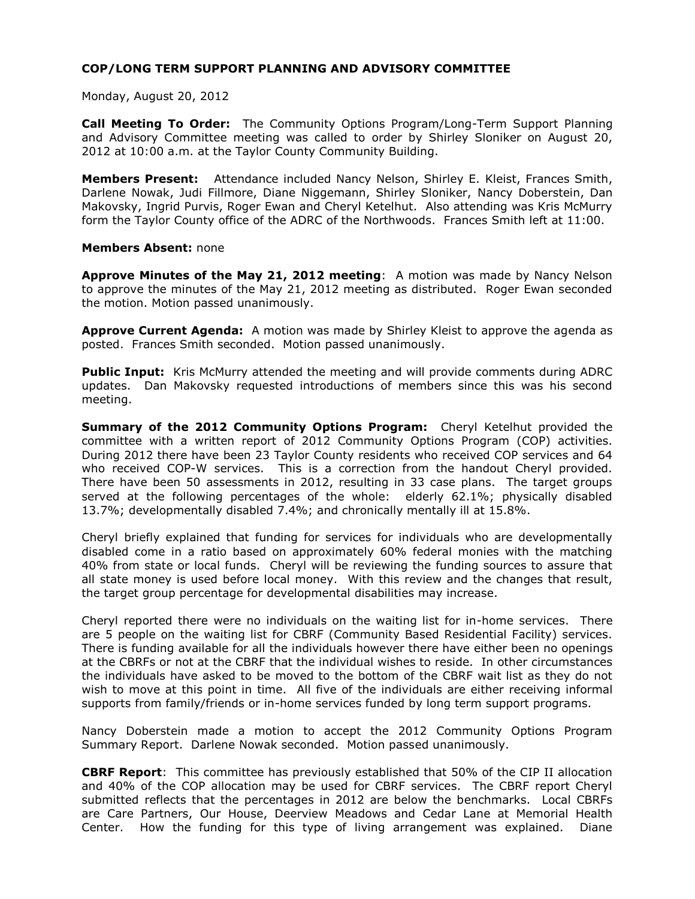**COP/LONG TERM SUPPORT PLANNING AND ADVISORY COMMITTEE**

Monday, August 20, 2012

**Call Meeting To Order:** The Community Options Program/Long-Term Support Planning and Advisory Committee meeting was called to order by Shirley Sloniker on August 20, 2012 at 10:00 a.m. at the Taylor County Community Building.

**Members Present:** Attendance included Nancy Nelson, Shirley E. Kleist, Frances Smith, Darlene Nowak, Judi Fillmore, Diane Niggemann, Shirley Sloniker, Nancy Doberstein, Dan Makovsky, Ingrid Purvis, Roger Ewan and Cheryl Ketelhut. Also attending was Kris McMurry form the Taylor County office of the ADRC of the Northwoods. Frances Smith left at 11:00.

**Members Absent:** none

**Approve Minutes of the May 21, 2012 meeting**: A motion was made by Nancy Nelson to approve the minutes of the May 21, 2012 meeting as distributed. Roger Ewan seconded the motion. Motion passed unanimously.

**Approve Current Agenda:** A motion was made by Shirley Kleist to approve the agenda as posted. Frances Smith seconded. Motion passed unanimously.

**Public Input:** Kris McMurry attended the meeting and will provide comments during ADRC updates. Dan Makovsky requested introductions of members since this was his second meeting.

**Summary of the 2012 Community Options Program:** Cheryl Ketelhut provided the committee with a written report of 2012 Community Options Program (COP) activities. During 2012 there have been 23 Taylor County residents who received COP services and 64 who received COP-W services. This is a correction from the handout Cheryl provided. There have been 50 assessments in 2012, resulting in 33 case plans. The target groups served at the following percentages of the whole: elderly 62.1%; physically disabled 13.7%; developmentally disabled 7.4%; and chronically mentally ill at 15.8%.

Cheryl briefly explained that funding for services for individuals who are developmentally disabled come in a ratio based on approximately 60% federal monies with the matching 40% from state or local funds. Cheryl will be reviewing the funding sources to assure that all state money is used before local money. With this review and the changes that result, the target group percentage for developmental disabilities may increase.

Cheryl reported there were no individuals on the waiting list for in-home services. There are 5 people on the waiting list for CBRF (Community Based Residential Facility) services. There is funding available for all the individuals however there have either been no openings at the CBRFs or not at the CBRF that the individual wishes to reside. In other circumstances the individuals have asked to be moved to the bottom of the CBRF wait list as they do not wish to move at this point in time. All five of the individuals are either receiving informal supports from family/friends or in-home services funded by long term support programs.

Nancy Doberstein made a motion to accept the 2012 Community Options Program Summary Report. Darlene Nowak seconded. Motion passed unanimously.

**CBRF Report**: This committee has previously established that 50% of the CIP II allocation and 40% of the COP allocation may be used for CBRF services. The CBRF report Cheryl submitted reflects that the percentages in 2012 are below the benchmarks. Local CBRFs are Care Partners, Our House, Deerview Meadows and Cedar Lane at Memorial Health Center. How the funding for this type of living arrangement was explained. Diane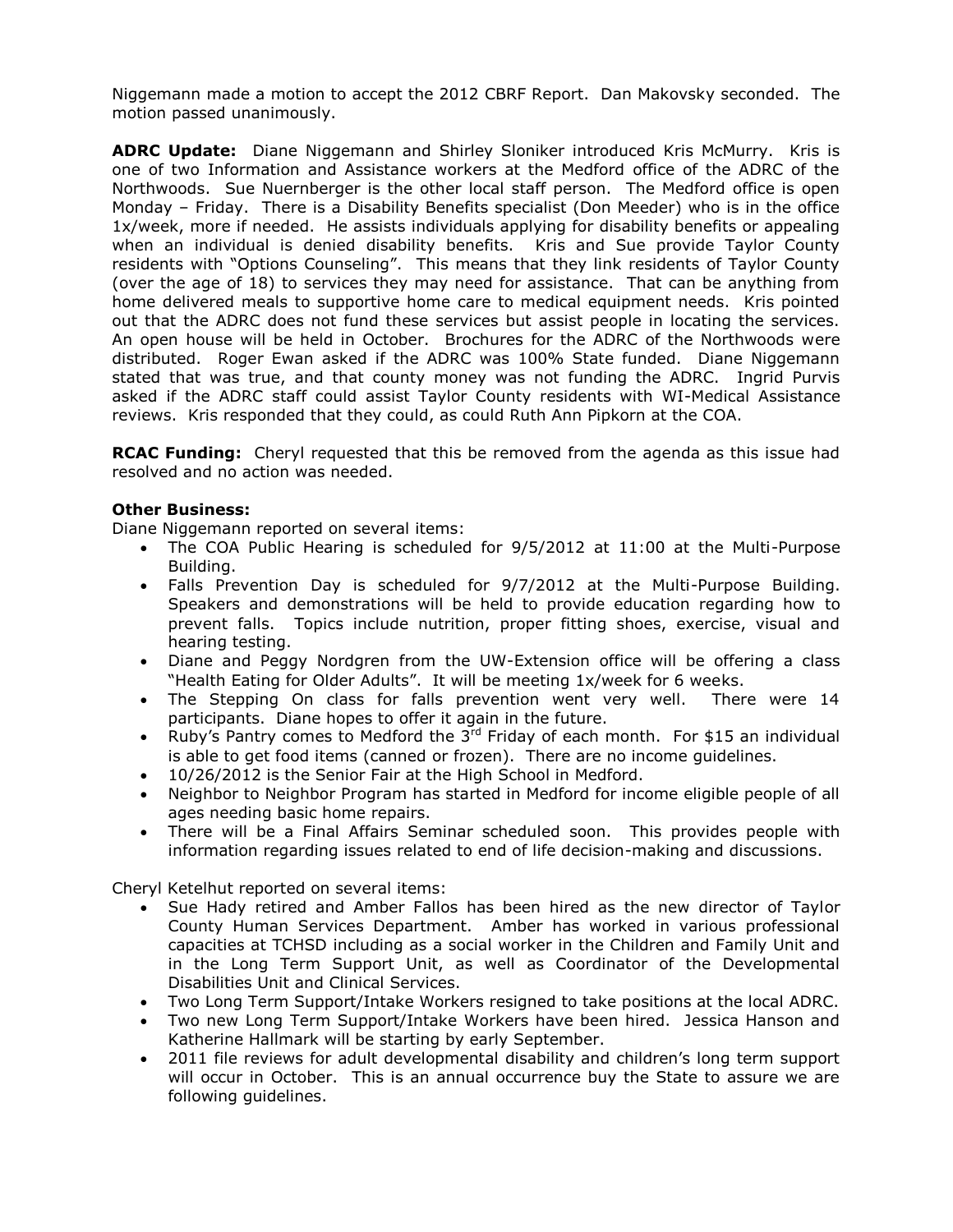Niggemann made a motion to accept the 2012 CBRF Report. Dan Makovsky seconded. The motion passed unanimously.

**ADRC Update:** Diane Niggemann and Shirley Sloniker introduced Kris McMurry. Kris is one of two Information and Assistance workers at the Medford office of the ADRC of the Northwoods. Sue Nuernberger is the other local staff person. The Medford office is open Monday – Friday. There is a Disability Benefits specialist (Don Meeder) who is in the office 1x/week, more if needed. He assists individuals applying for disability benefits or appealing when an individual is denied disability benefits. Kris and Sue provide Taylor County residents with "Options Counseling". This means that they link residents of Taylor County (over the age of 18) to services they may need for assistance. That can be anything from home delivered meals to supportive home care to medical equipment needs. Kris pointed out that the ADRC does not fund these services but assist people in locating the services. An open house will be held in October. Brochures for the ADRC of the Northwoods were distributed. Roger Ewan asked if the ADRC was 100% State funded. Diane Niggemann stated that was true, and that county money was not funding the ADRC. Ingrid Purvis asked if the ADRC staff could assist Taylor County residents with WI-Medical Assistance reviews. Kris responded that they could, as could Ruth Ann Pipkorn at the COA.

**RCAC Funding:** Cheryl requested that this be removed from the agenda as this issue had resolved and no action was needed.

**Other Business:**

Diane Niggemann reported on several items:

- The COA Public Hearing is scheduled for 9/5/2012 at 11:00 at the Multi-Purpose Building.
- Falls Prevention Day is scheduled for 9/7/2012 at the Multi-Purpose Building. Speakers and demonstrations will be held to provide education regarding how to prevent falls. Topics include nutrition, proper fitting shoes, exercise, visual and hearing testing.
- Diane and Peggy Nordgren from the UW-Extension office will be offering a class "Health Eating for Older Adults". It will be meeting 1x/week for 6 weeks.
- The Stepping On class for falls prevention went very well. There were 14 participants. Diane hopes to offer it again in the future.
- Ruby's Pantry comes to Medford the 3rd Friday of each month. For $15 an individual is able to get food items (canned or frozen). There are no income guidelines.
- 10/26/2012 is the Senior Fair at the High School in Medford.
- Neighbor to Neighbor Program has started in Medford for income eligible people of all ages needing basic home repairs.
- There will be a Final Affairs Seminar scheduled soon. This provides people with information regarding issues related to end of life decision-making and discussions.

Cheryl Ketelhut reported on several items:

- Sue Hady retired and Amber Fallos has been hired as the new director of Taylor County Human Services Department. Amber has worked in various professional capacities at TCHSD including as a social worker in the Children and Family Unit and in the Long Term Support Unit, as well as Coordinator of the Developmental Disabilities Unit and Clinical Services.
- Two Long Term Support/Intake Workers resigned to take positions at the local ADRC.
- Two new Long Term Support/Intake Workers have been hired. Jessica Hanson and Katherine Hallmark will be starting by early September.
- 2011 file reviews for adult developmental disability and children's long term support will occur in October. This is an annual occurrence buy the State to assure we are following guidelines.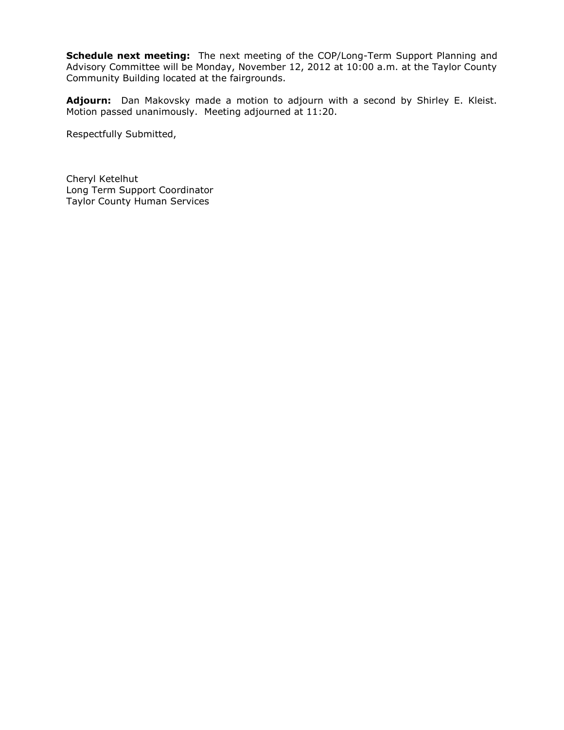**Schedule next meeting:** The next meeting of the COP/Long-Term Support Planning and Advisory Committee will be Monday, November 12, 2012 at 10:00 a.m. at the Taylor County Community Building located at the fairgrounds.

**Adjourn:** Dan Makovsky made a motion to adjourn with a second by Shirley E. Kleist. Motion passed unanimously. Meeting adjourned at 11:20.

Respectfully Submitted,

Cheryl Ketelhut
Long Term Support Coordinator
Taylor County Human Services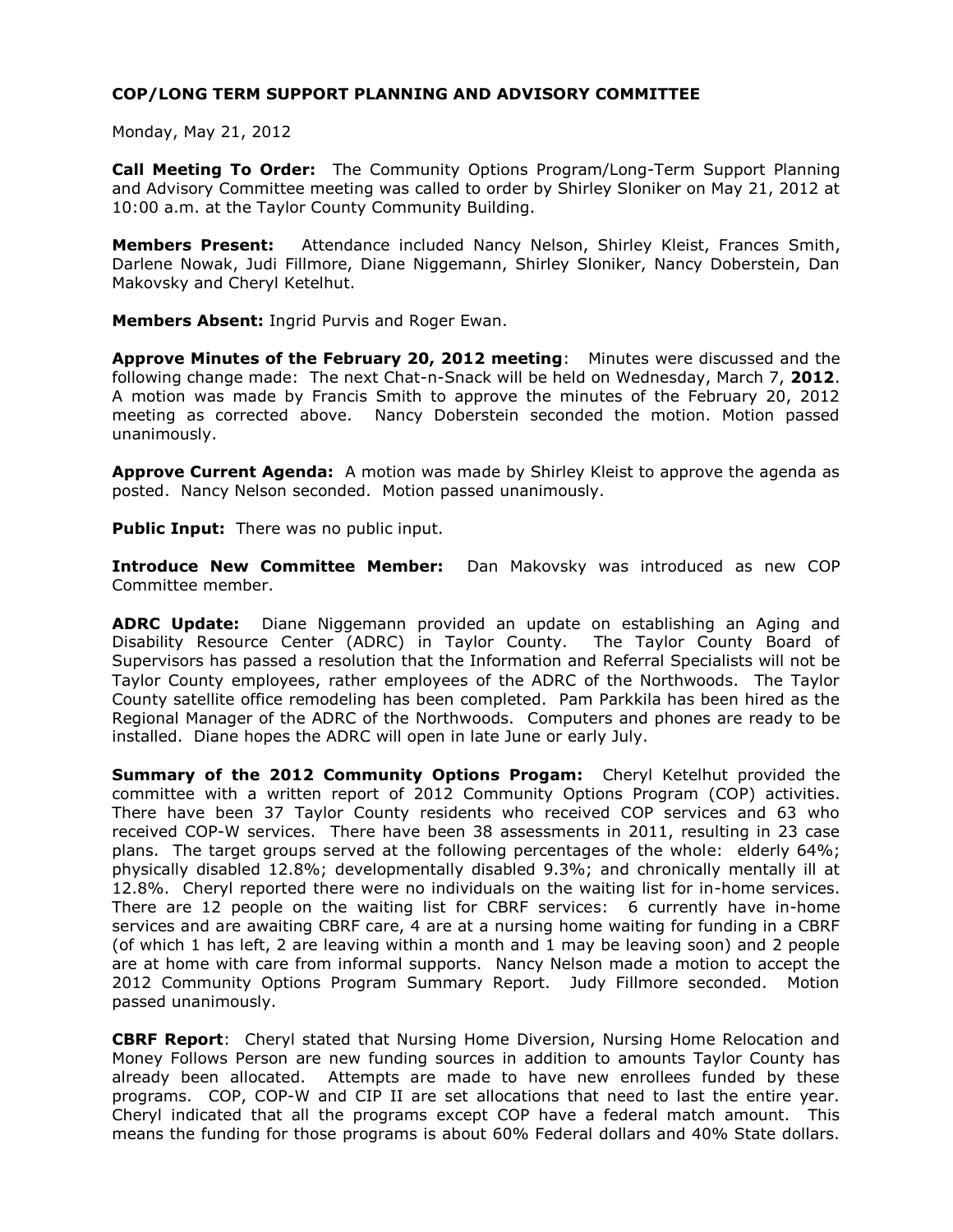**COP/LONG TERM SUPPORT PLANNING AND ADVISORY COMMITTEE**

Monday, May 21, 2012

**Call Meeting To Order:** The Community Options Program/Long-Term Support Planning and Advisory Committee meeting was called to order by Shirley Sloniker on May 21, 2012 at 10:00 a.m. at the Taylor County Community Building.

**Members Present:** Attendance included Nancy Nelson, Shirley Kleist, Frances Smith, Darlene Nowak, Judi Fillmore, Diane Niggemann, Shirley Sloniker, Nancy Doberstein, Dan Makovsky and Cheryl Ketelhut.

**Members Absent:** Ingrid Purvis and Roger Ewan.

**Approve Minutes of the February 20, 2012 meeting**: Minutes were discussed and the following change made: The next Chat-n-Snack will be held on Wednesday, March 7, **2012**. A motion was made by Francis Smith to approve the minutes of the February 20, 2012 meeting as corrected above. Nancy Doberstein seconded the motion. Motion passed unanimously.

**Approve Current Agenda:** A motion was made by Shirley Kleist to approve the agenda as posted. Nancy Nelson seconded. Motion passed unanimously.

**Public Input:** There was no public input.

**Introduce New Committee Member:** Dan Makovsky was introduced as new COP Committee member.

**ADRC Update:** Diane Niggemann provided an update on establishing an Aging and Disability Resource Center (ADRC) in Taylor County. The Taylor County Board of Supervisors has passed a resolution that the Information and Referral Specialists will not be Taylor County employees, rather employees of the ADRC of the Northwoods. The Taylor County satellite office remodeling has been completed. Pam Parkkila has been hired as the Regional Manager of the ADRC of the Northwoods. Computers and phones are ready to be installed. Diane hopes the ADRC will open in late June or early July.

**Summary of the 2012 Community Options Progam:** Cheryl Ketelhut provided the committee with a written report of 2012 Community Options Program (COP) activities. There have been 37 Taylor County residents who received COP services and 63 who received COP-W services. There have been 38 assessments in 2011, resulting in 23 case plans. The target groups served at the following percentages of the whole: elderly 64%; physically disabled 12.8%; developmentally disabled 9.3%; and chronically mentally ill at 12.8%. Cheryl reported there were no individuals on the waiting list for in-home services. There are 12 people on the waiting list for CBRF services: 6 currently have in-home services and are awaiting CBRF care, 4 are at a nursing home waiting for funding in a CBRF (of which 1 has left, 2 are leaving within a month and 1 may be leaving soon) and 2 people are at home with care from informal supports. Nancy Nelson made a motion to accept the 2012 Community Options Program Summary Report. Judy Fillmore seconded. Motion passed unanimously.

**CBRF Report**: Cheryl stated that Nursing Home Diversion, Nursing Home Relocation and Money Follows Person are new funding sources in addition to amounts Taylor County has already been allocated. Attempts are made to have new enrollees funded by these programs. COP, COP-W and CIP II are set allocations that need to last the entire year. Cheryl indicated that all the programs except COP have a federal match amount. This means the funding for those programs is about 60% Federal dollars and 40% State dollars.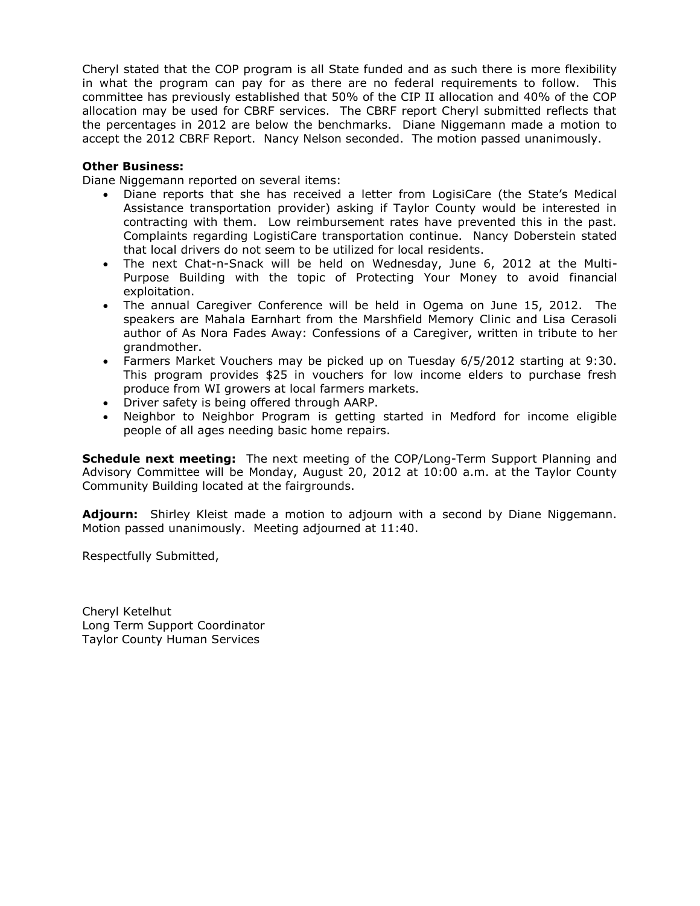Cheryl stated that the COP program is all State funded and as such there is more flexibility in what the program can pay for as there are no federal requirements to follow. This committee has previously established that 50% of the CIP II allocation and 40% of the COP allocation may be used for CBRF services. The CBRF report Cheryl submitted reflects that the percentages in 2012 are below the benchmarks. Diane Niggemann made a motion to accept the 2012 CBRF Report. Nancy Nelson seconded. The motion passed unanimously.

**Other Business:**
Diane Niggemann reported on several items:

- Diane reports that she has received a letter from LogisiCare (the State's Medical Assistance transportation provider) asking if Taylor County would be interested in contracting with them. Low reimbursement rates have prevented this in the past. Complaints regarding LogistiCare transportation continue. Nancy Doberstein stated that local drivers do not seem to be utilized for local residents.
- The next Chat-n-Snack will be held on Wednesday, June 6, 2012 at the Multi-Purpose Building with the topic of Protecting Your Money to avoid financial exploitation.
- The annual Caregiver Conference will be held in Ogema on June 15, 2012. The speakers are Mahala Earnhart from the Marshfield Memory Clinic and Lisa Cerasoli author of As Nora Fades Away: Confessions of a Caregiver, written in tribute to her grandmother.
- Farmers Market Vouchers may be picked up on Tuesday 6/5/2012 starting at 9:30. This program provides $25 in vouchers for low income elders to purchase fresh produce from WI growers at local farmers markets.
- Driver safety is being offered through AARP.
- Neighbor to Neighbor Program is getting started in Medford for income eligible people of all ages needing basic home repairs.

**Schedule next meeting:** The next meeting of the COP/Long-Term Support Planning and Advisory Committee will be Monday, August 20, 2012 at 10:00 a.m. at the Taylor County Community Building located at the fairgrounds.

**Adjourn:** Shirley Kleist made a motion to adjourn with a second by Diane Niggemann. Motion passed unanimously. Meeting adjourned at 11:40.

Respectfully Submitted,

Cheryl Ketelhut
Long Term Support Coordinator
Taylor County Human Services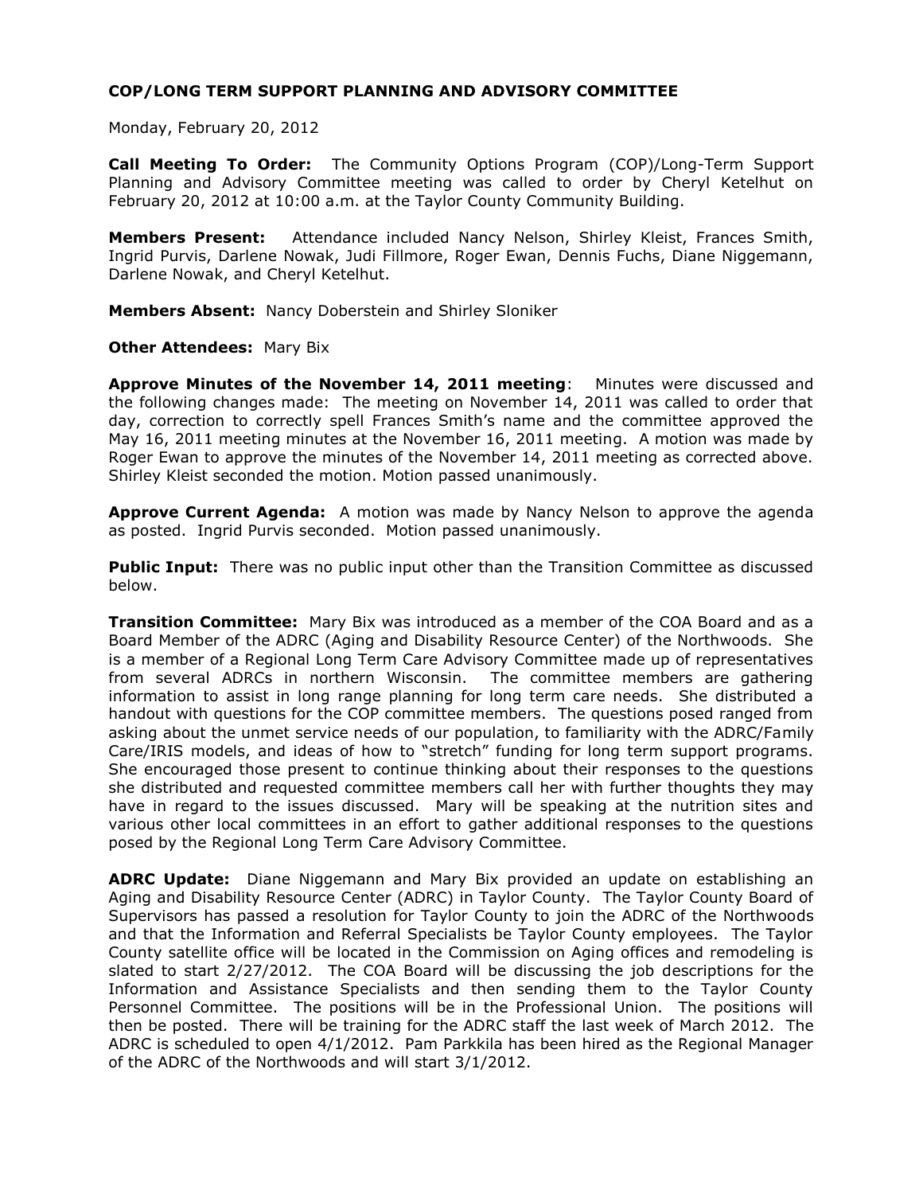**COP/LONG TERM SUPPORT PLANNING AND ADVISORY COMMITTEE**

Monday, February 20, 2012

**Call Meeting To Order:** The Community Options Program (COP)/Long-Term Support Planning and Advisory Committee meeting was called to order by Cheryl Ketelhut on February 20, 2012 at 10:00 a.m. at the Taylor County Community Building.

**Members Present:** Attendance included Nancy Nelson, Shirley Kleist, Frances Smith, Ingrid Purvis, Darlene Nowak, Judi Fillmore, Roger Ewan, Dennis Fuchs, Diane Niggemann, Darlene Nowak, and Cheryl Ketelhut.

**Members Absent:** Nancy Doberstein and Shirley Sloniker

**Other Attendees:** Mary Bix

**Approve Minutes of the November 14, 2011 meeting**: Minutes were discussed and the following changes made: The meeting on November 14, 2011 was called to order that day, correction to correctly spell Frances Smith's name and the committee approved the May 16, 2011 meeting minutes at the November 16, 2011 meeting. A motion was made by Roger Ewan to approve the minutes of the November 14, 2011 meeting as corrected above. Shirley Kleist seconded the motion. Motion passed unanimously.

**Approve Current Agenda:** A motion was made by Nancy Nelson to approve the agenda as posted. Ingrid Purvis seconded. Motion passed unanimously.

**Public Input:** There was no public input other than the Transition Committee as discussed below.

**Transition Committee:** Mary Bix was introduced as a member of the COA Board and as a Board Member of the ADRC (Aging and Disability Resource Center) of the Northwoods. She is a member of a Regional Long Term Care Advisory Committee made up of representatives from several ADRCs in northern Wisconsin. The committee members are gathering information to assist in long range planning for long term care needs. She distributed a handout with questions for the COP committee members. The questions posed ranged from asking about the unmet service needs of our population, to familiarity with the ADRC/Family Care/IRIS models, and ideas of how to "stretch" funding for long term support programs. She encouraged those present to continue thinking about their responses to the questions she distributed and requested committee members call her with further thoughts they may have in regard to the issues discussed. Mary will be speaking at the nutrition sites and various other local committees in an effort to gather additional responses to the questions posed by the Regional Long Term Care Advisory Committee.

**ADRC Update:** Diane Niggemann and Mary Bix provided an update on establishing an Aging and Disability Resource Center (ADRC) in Taylor County. The Taylor County Board of Supervisors has passed a resolution for Taylor County to join the ADRC of the Northwoods and that the Information and Referral Specialists be Taylor County employees. The Taylor County satellite office will be located in the Commission on Aging offices and remodeling is slated to start 2/27/2012. The COA Board will be discussing the job descriptions for the Information and Assistance Specialists and then sending them to the Taylor County Personnel Committee. The positions will be in the Professional Union. The positions will then be posted. There will be training for the ADRC staff the last week of March 2012. The ADRC is scheduled to open 4/1/2012. Pam Parkkila has been hired as the Regional Manager of the ADRC of the Northwoods and will start 3/1/2012.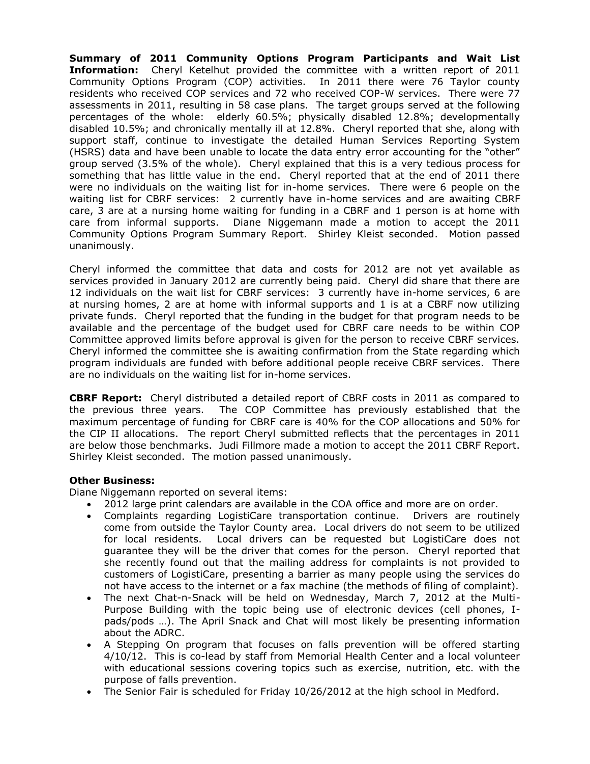**Summary of 2011 Community Options Program Participants and Wait List Information:** Cheryl Ketelhut provided the committee with a written report of 2011 Community Options Program (COP) activities. In 2011 there were 76 Taylor county residents who received COP services and 72 who received COP-W services. There were 77 assessments in 2011, resulting in 58 case plans. The target groups served at the following percentages of the whole: elderly 60.5%; physically disabled 12.8%; developmentally disabled 10.5%; and chronically mentally ill at 12.8%. Cheryl reported that she, along with support staff, continue to investigate the detailed Human Services Reporting System (HSRS) data and have been unable to locate the data entry error accounting for the "other" group served (3.5% of the whole). Cheryl explained that this is a very tedious process for something that has little value in the end. Cheryl reported that at the end of 2011 there were no individuals on the waiting list for in-home services. There were 6 people on the waiting list for CBRF services: 2 currently have in-home services and are awaiting CBRF care, 3 are at a nursing home waiting for funding in a CBRF and 1 person is at home with care from informal supports. Diane Niggemann made a motion to accept the 2011 Community Options Program Summary Report. Shirley Kleist seconded. Motion passed unanimously.

Cheryl informed the committee that data and costs for 2012 are not yet available as services provided in January 2012 are currently being paid. Cheryl did share that there are 12 individuals on the wait list for CBRF services: 3 currently have in-home services, 6 are at nursing homes, 2 are at home with informal supports and 1 is at a CBRF now utilizing private funds. Cheryl reported that the funding in the budget for that program needs to be available and the percentage of the budget used for CBRF care needs to be within COP Committee approved limits before approval is given for the person to receive CBRF services. Cheryl informed the committee she is awaiting confirmation from the State regarding which program individuals are funded with before additional people receive CBRF services. There are no individuals on the waiting list for in-home services.

**CBRF Report:** Cheryl distributed a detailed report of CBRF costs in 2011 as compared to the previous three years. The COP Committee has previously established that the maximum percentage of funding for CBRF care is 40% for the COP allocations and 50% for the CIP II allocations. The report Cheryl submitted reflects that the percentages in 2011 are below those benchmarks. Judi Fillmore made a motion to accept the 2011 CBRF Report. Shirley Kleist seconded. The motion passed unanimously.

**Other Business:**

Diane Niggemann reported on several items:

- 2012 large print calendars are available in the COA office and more are on order.
- Complaints regarding LogistiCare transportation continue. Drivers are routinely come from outside the Taylor County area. Local drivers do not seem to be utilized for local residents. Local drivers can be requested but LogistiCare does not guarantee they will be the driver that comes for the person. Cheryl reported that she recently found out that the mailing address for complaints is not provided to customers of LogistiCare, presenting a barrier as many people using the services do not have access to the internet or a fax machine (the methods of filing of complaint).
- The next Chat-n-Snack will be held on Wednesday, March 7, 2012 at the Multi-Purpose Building with the topic being use of electronic devices (cell phones, I-pads/pods …). The April Snack and Chat will most likely be presenting information about the ADRC.
- A Stepping On program that focuses on falls prevention will be offered starting 4/10/12. This is co-lead by staff from Memorial Health Center and a local volunteer with educational sessions covering topics such as exercise, nutrition, etc. with the purpose of falls prevention.
- The Senior Fair is scheduled for Friday 10/26/2012 at the high school in Medford.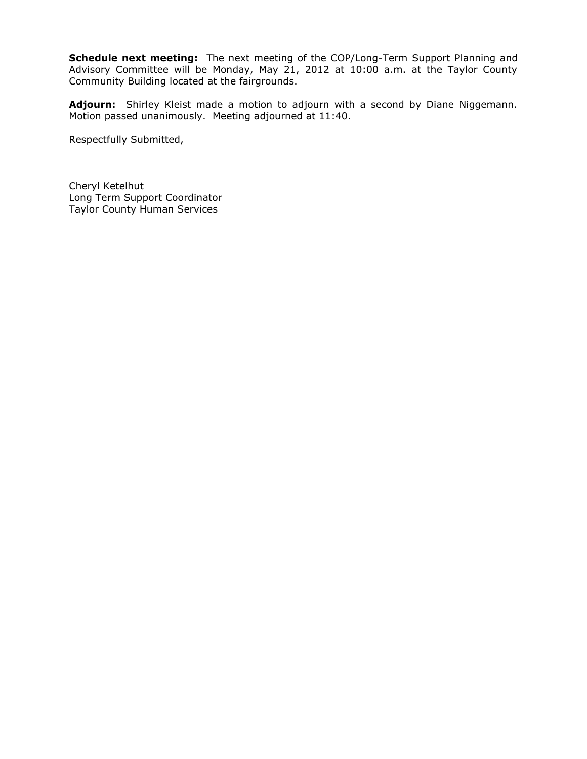**Schedule next meeting:** The next meeting of the COP/Long-Term Support Planning and Advisory Committee will be Monday, May 21, 2012 at 10:00 a.m. at the Taylor County Community Building located at the fairgrounds.

**Adjourn:** Shirley Kleist made a motion to adjourn with a second by Diane Niggemann. Motion passed unanimously. Meeting adjourned at 11:40.

Respectfully Submitted,

Cheryl Ketelhut
Long Term Support Coordinator
Taylor County Human Services